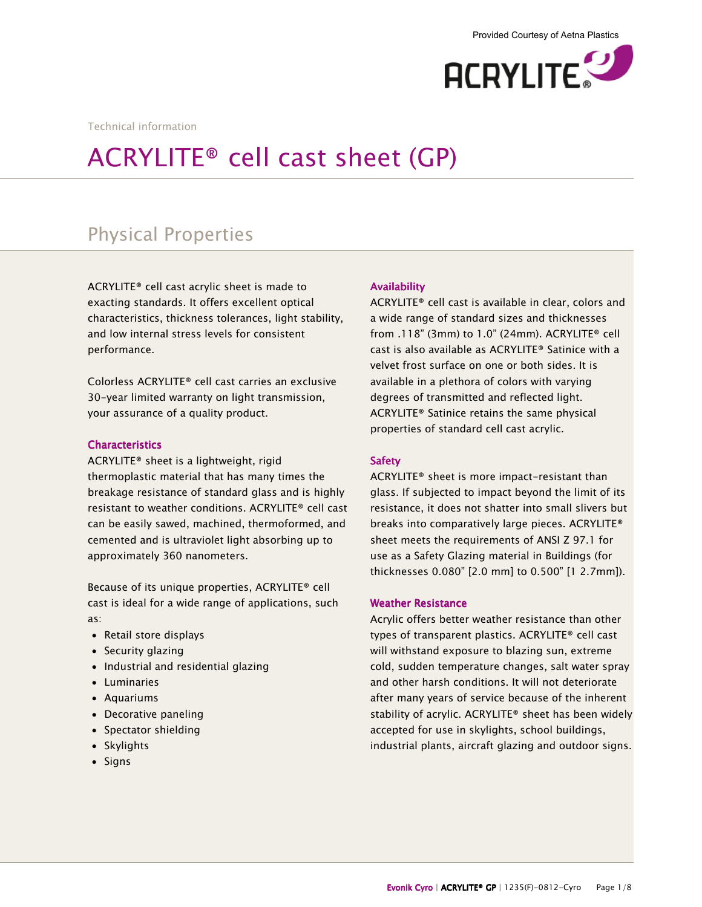Provided Courtesy of Aetna Plastics

Technical information

# ACRYLITE® cell cast sheet (GP)

## Physical Properties

ACRYLITE® cell cast acrylic sheet is made to exacting standards. It offers excellent optical characteristics, thickness tolerances, light stability, and low internal stress levels for consistent performance.

Colorless ACRYLITE® cell cast carries an exclusive 30-year limited warranty on light transmission, your assurance of a quality product.

### Characteristics

ACRYLITE® sheet is a lightweight, rigid thermoplastic material that has many times the breakage resistance of standard glass and is highly resistant to weather conditions. ACRYLITE® cell cast can be easily sawed, machined, thermoformed, and cemented and is ultraviolet light absorbing up to approximately 360 nanometers.

Because of its unique properties, ACRYLITE® cell cast is ideal for a wide range of applications, such as:

- Retail store displays
- Security glazing
- Industrial and residential glazing
- Luminaries
- Aquariums
- Decorative paneling
- Spectator shielding
- Skylights
- Signs

### Availability

ACRYLITE® cell cast is available in clear, colors and a wide range of standard sizes and thicknesses from .118" (3mm) to 1.0" (24mm). ACRYLITE® cell cast is also available as ACRYLITE® Satinice with a velvet frost surface on one or both sides. It is available in a plethora of colors with varying degrees of transmitted and reflected light. ACRYLITE® Satinice retains the same physical properties of standard cell cast acrylic.

### Safety

ACRYLITE® sheet is more impact-resistant than glass. If subjected to impact beyond the limit of its resistance, it does not shatter into small slivers but breaks into comparatively large pieces. ACRYLITE® sheet meets the requirements of ANSI Z 97.1 for use as a Safety Glazing material in Buildings (for thicknesses 0.080" [2.0 mm] to 0.500" [1 2.7mm]).

### Weather Resistance

Acrylic offers better weather resistance than other types of transparent plastics. ACRYLITE® cell cast will withstand exposure to blazing sun, extreme cold, sudden temperature changes, salt water spray and other harsh conditions. It will not deteriorate after many years of service because of the inherent stability of acrylic. ACRYLITE® sheet has been widely accepted for use in skylights, school buildings, industrial plants, aircraft glazing and outdoor signs.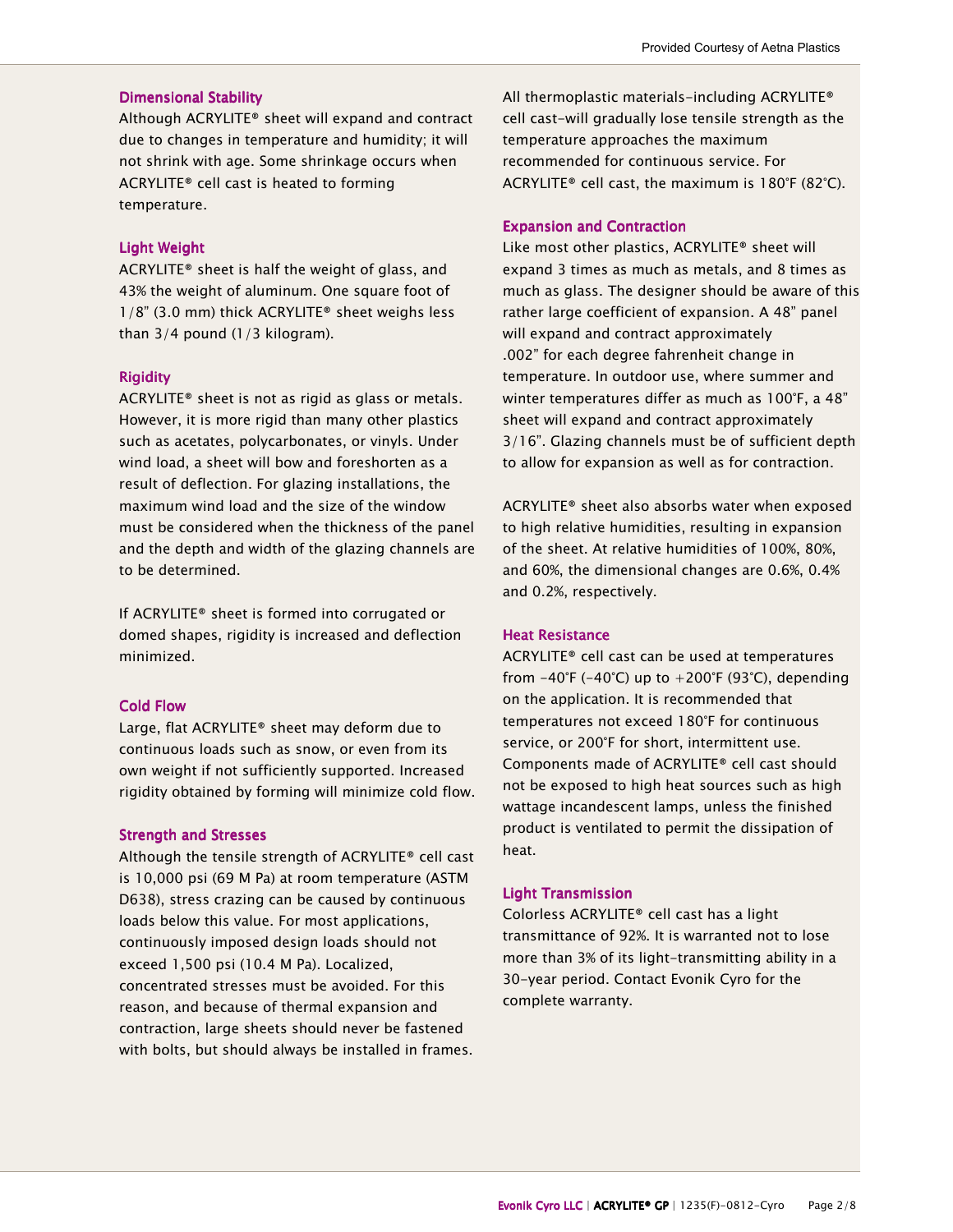### Dimensional Stability

Although ACRYLITE® sheet will expand and contract due to changes in temperature and humidity; it will not shrink with age. Some shrinkage occurs when ACRYLITE® cell cast is heated to forming temperature.

### Light Weight

ACRYLITE® sheet is half the weight of glass, and 43% the weight of aluminum. One square foot of 1/8" (3.0 mm) thick ACRYLITE® sheet weighs less than 3/4 pound (1/3 kilogram).

### Rigidity

ACRYLITE® sheet is not as rigid as glass or metals. However, it is more rigid than many other plastics such as acetates, polycarbonates, or vinyls. Under wind load, a sheet will bow and foreshorten as a result of deflection. For glazing installations, the maximum wind load and the size of the window must be considered when the thickness of the panel and the depth and width of the glazing channels are to be determined.

If ACRYLITE® sheet is formed into corrugated or domed shapes, rigidity is increased and deflection minimized.

### Cold Flow

Large, flat ACRYLITE® sheet may deform due to continuous loads such as snow, or even from its own weight if not sufficiently supported. Increased rigidity obtained by forming will minimize cold flow.

### Strength and Stresses

Although the tensile strength of ACRYLITE® cell cast is 10,000 psi (69 M Pa) at room temperature (ASTM D638), stress crazing can be caused by continuous loads below this value. For most applications, continuously imposed design loads should not exceed 1,500 psi (10.4 M Pa). Localized, concentrated stresses must be avoided. For this reason, and because of thermal expansion and contraction, large sheets should never be fastened with bolts, but should always be installed in frames.

All thermoplastic materials–including ACRYLITE® cell cast–will gradually lose tensile strength as the temperature approaches the maximum recommended for continuous service. For ACRYLITE® cell cast, the maximum is 180°F (82°C).

### Expansion and Contraction

Like most other plastics, ACRYLITE® sheet will expand 3 times as much as metals, and 8 times as much as glass. The designer should be aware of this rather large coefficient of expansion. A 48" panel will expand and contract approximately .002" for each degree fahrenheit change in temperature. In outdoor use, where summer and winter temperatures differ as much as 100°F, a 48" sheet will expand and contract approximately 3/16". Glazing channels must be of sufficient depth to allow for expansion as well as for contraction.

ACRYLITE® sheet also absorbs water when exposed to high relative humidities, resulting in expansion of the sheet. At relative humidities of 100%, 80%, and 60%, the dimensional changes are 0.6%, 0.4% and 0.2%, respectively.

### Heat Resistance

ACRYLITE® cell cast can be used at temperatures from -40°F (-40°C) up to +200°F (93°C), depending on the application. It is recommended that temperatures not exceed 180°F for continuous service, or 200°F for short, intermittent use. Components made of ACRYLITE® cell cast should not be exposed to high heat sources such as high wattage incandescent lamps, unless the finished product is ventilated to permit the dissipation of heat.

### Light Transmission

Colorless ACRYLITE® cell cast has a light transmittance of 92%. It is warranted not to lose more than 3% of its light-transmitting ability in a 30-year period. Contact Evonik Cyro for the complete warranty.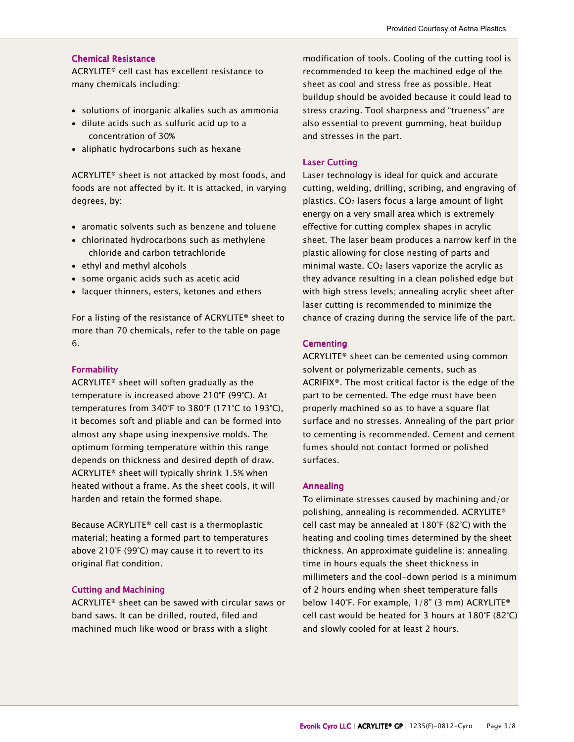## Chemical Resistance

ACRYLITE® cell cast has excellent resistance to many chemicals including:

- solutions of inorganic alkalies such as ammonia
- dilute acids such as sulfuric acid up to a concentration of 30%
- aliphatic hydrocarbons such as hexane

ACRYLITE® sheet is not attacked by most foods, and foods are not affected by it. It is attacked, in varying degrees, by:

- aromatic solvents such as benzene and toluene
- chlorinated hydrocarbons such as methylene chloride and carbon tetrachloride
- ethyl and methyl alcohols
- some organic acids such as acetic acid
- lacquer thinners, esters, ketones and ethers

For a listing of the resistance of ACRYLITE® sheet to more than 70 chemicals, refer to the table on page 6.

## Formability

ACRYLITE® sheet will soften gradually as the temperature is increased above 210°F (99°C). At temperatures from 340°F to 380°F (171°C to 193°C), it becomes soft and pliable and can be formed into almost any shape using inexpensive molds. The optimum forming temperature within this range depends on thickness and desired depth of draw. ACRYLITE® sheet will typically shrink 1.5% when heated without a frame. As the sheet cools, it will harden and retain the formed shape.

Because ACRYLITE® cell cast is a thermoplastic material; heating a formed part to temperatures above 210°F (99°C) may cause it to revert to its original flat condition.

## Cutting and Machining

ACRYLITE® sheet can be sawed with circular saws or band saws. It can be drilled, routed, filed and machined much like wood or brass with a slight modification of tools. Cooling of the cutting tool is recommended to keep the machined edge of the sheet as cool and stress free as possible. Heat buildup should be avoided because it could lead to stress crazing. Tool sharpness and "trueness" are also essential to prevent gumming, heat buildup and stresses in the part.

## Laser Cutting

Laser technology is ideal for quick and accurate cutting, welding, drilling, scribing, and engraving of plastics. $CO_2$ lasers focus a large amount of light energy on a very small area which is extremely effective for cutting complex shapes in acrylic sheet. The laser beam produces a narrow kerf in the plastic allowing for close nesting of parts and minimal waste. $CO_2$ lasers vaporize the acrylic as they advance resulting in a clean polished edge but with high stress levels; annealing acrylic sheet after laser cutting is recommended to minimize the chance of crazing during the service life of the part.

## Cementing

ACRYLITE® sheet can be cemented using common solvent or polymerizable cements, such as ACRIFIX®. The most critical factor is the edge of the part to be cemented. The edge must have been properly machined so as to have a square flat surface and no stresses. Annealing of the part prior to cementing is recommended. Cement and cement fumes should not contact formed or polished surfaces.

## Annealing

To eliminate stresses caused by machining and/or polishing, annealing is recommended. ACRYLITE® cell cast may be annealed at 180°F (82°C) with the heating and cooling times determined by the sheet thickness. An approximate guideline is: annealing time in hours equals the sheet thickness in millimeters and the cool-down period is a minimum of 2 hours ending when sheet temperature falls below 140°F. For example, 1/8" (3 mm) ACRYLITE® cell cast would be heated for 3 hours at 180°F (82°C) and slowly cooled for at least 2 hours.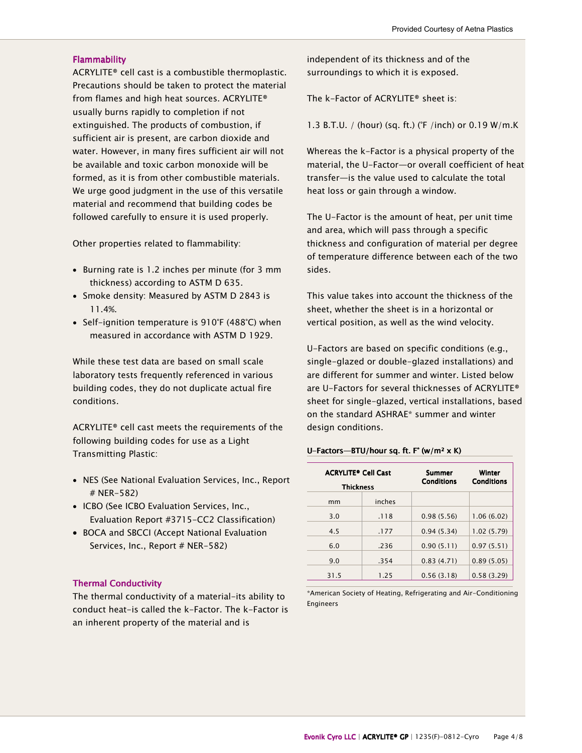## Flammability

ACRYLITE® cell cast is a combustible thermoplastic. Precautions should be taken to protect the material from flames and high heat sources. ACRYLITE® usually burns rapidly to completion if not extinguished. The products of combustion, if sufficient air is present, are carbon dioxide and water. However, in many fires sufficient air will not be available and toxic carbon monoxide will be formed, as it is from other combustible materials. We urge good judgment in the use of this versatile material and recommend that building codes be followed carefully to ensure it is used properly.

Other properties related to flammability:

- Burning rate is 1.2 inches per minute (for 3 mm thickness) according to ASTM D 635.
- Smoke density: Measured by ASTM D 2843 is 11.4%.
- Self-ignition temperature is 910°F (488°C) when measured in accordance with ASTM D 1929.

While these test data are based on small scale laboratory tests frequently referenced in various building codes, they do not duplicate actual fire conditions.

ACRYLITE® cell cast meets the requirements of the following building codes for use as a Light Transmitting Plastic:

- NES (See National Evaluation Services, Inc., Report # NER-582)
- ICBO (See ICBO Evaluation Services, Inc., Evaluation Report #3715-CC2 Classification)
- BOCA and SBCCI (Accept National Evaluation Services, Inc., Report # NER-582)

## Thermal Conductivity

The thermal conductivity of a material-its ability to conduct heat-is called the k-Factor. The k-Factor is an inherent property of the material and is independent of its thickness and of the surroundings to which it is exposed.

The k-Factor of ACRYLITE® sheet is:

1.3 B.T.U. / (hour) (sq. ft.) (°F /inch) or 0.19 W/m.K

Whereas the k-Factor is a physical property of the material, the U-Factor—or overall coefficient of heat transfer—is the value used to calculate the total heat loss or gain through a window.

The U-Factor is the amount of heat, per unit time and area, which will pass through a specific thickness and configuration of material per degree of temperature difference between each of the two sides.

This value takes into account the thickness of the sheet, whether the sheet is in a horizontal or vertical position, as well as the wind velocity.

U-Factors are based on specific conditions (e.g., single-glazed or double-glazed installations) and are different for summer and winter. Listed below are U-Factors for several thicknesses of ACRYLITE® sheet for single-glazed, vertical installations, based on the standard ASHRAE* summer and winter design conditions.

**U-Factors—BTU/hour sq. ft. F° (w/m² x K)**

| ACRYLITE® Cell Cast Thickness | | Summer Conditions | Winter Conditions |
|---|---|---|---|
| mm | inches | | |
| 3.0 | .118 | 0.98 (5.56) | 1.06 (6.02) |
| 4.5 | .177 | 0.94 (5.34) | 1.02 (5.79) |
| 6.0 | .236 | 0.90 (5.11) | 0.97 (5.51) |
| 9.0 | .354 | 0.83 (4.71) | 0.89 (5.05) |
| 31.5 | 1.25 | 0.56 (3.18) | 0.58 (3.29) |

*American Society of Heating, Refrigerating and Air-Conditioning Engineers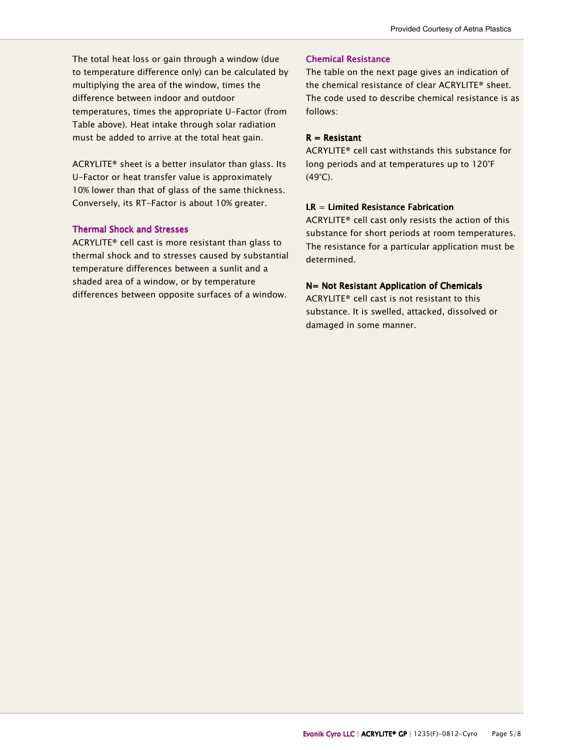The total heat loss or gain through a window (due to temperature difference only) can be calculated by multiplying the area of the window, times the difference between indoor and outdoor temperatures, times the appropriate U-Factor (from Table above). Heat intake through solar radiation must be added to arrive at the total heat gain.

ACRYLITE® sheet is a better insulator than glass. Its U-Factor or heat transfer value is approximately 10% lower than that of glass of the same thickness. Conversely, its RT-Factor is about 10% greater.

## Thermal Shock and Stresses

ACRYLITE® cell cast is more resistant than glass to thermal shock and to stresses caused by substantial temperature differences between a sunlit and a shaded area of a window, or by temperature differences between opposite surfaces of a window.

## Chemical Resistance

The table on the next page gives an indication of the chemical resistance of clear ACRYLITE® sheet. The code used to describe chemical resistance is as follows:

**R = Resistant**

ACRYLITE® cell cast withstands this substance for long periods and at temperatures up to 120°F (49°C).

**LR = Limited Resistance Fabrication**

ACRYLITE® cell cast only resists the action of this substance for short periods at room temperatures. The resistance for a particular application must be determined.

**N= Not Resistant Application of Chemicals**

ACRYLITE® cell cast is not resistant to this substance. It is swelled, attacked, dissolved or damaged in some manner.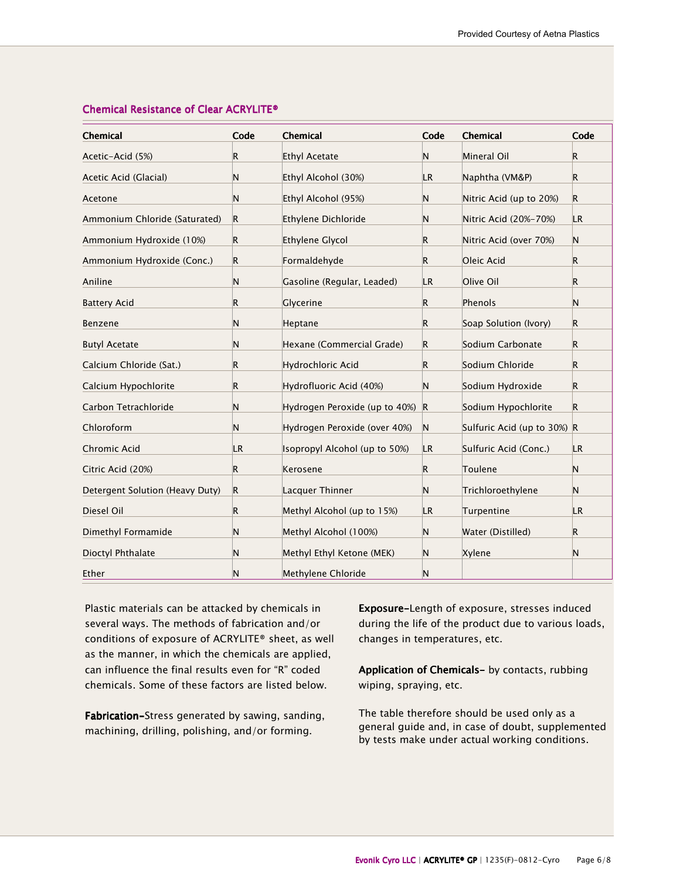## Chemical Resistance of Clear ACRYLITE®

| Chemical | Code | Chemical | Code | Chemical | Code |
|---|---|---|---|---|---|
| Acetic-Acid (5%) | R | Ethyl Acetate | N | Mineral Oil | R |
| Acetic Acid (Glacial) | N | Ethyl Alcohol (30%) | LR | Naphtha (VM&P) | R |
| Acetone | N | Ethyl Alcohol (95%) | N | Nitric Acid (up to 20%) | R |
| Ammonium Chloride (Saturated) | R | Ethylene Dichloride | N | Nitric Acid (20%-70%) | LR |
| Ammonium Hydroxide (10%) | R | Ethylene Glycol | R | Nitric Acid (over 70%) | N |
| Ammonium Hydroxide (Conc.) | R | Formaldehyde | R | Oleic Acid | R |
| Aniline | N | Gasoline (Regular, Leaded) | LR | Olive Oil | R |
| Battery Acid | R | Glycerine | R | Phenols | N |
| Benzene | N | Heptane | R | Soap Solution (Ivory) | R |
| Butyl Acetate | N | Hexane (Commercial Grade) | R | Sodium Carbonate | R |
| Calcium Chloride (Sat.) | R | Hydrochloric Acid | R | Sodium Chloride | R |
| Calcium Hypochlorite | R | Hydrofluoric Acid (40%) | N | Sodium Hydroxide | R |
| Carbon Tetrachloride | N | Hydrogen Peroxide (up to 40%) | R | Sodium Hypochlorite | R |
| Chloroform | N | Hydrogen Peroxide (over 40%) | N | Sulfuric Acid (up to 30%) | R |
| Chromic Acid | LR | Isopropyl Alcohol (up to 50%) | LR | Sulfuric Acid (Conc.) | LR |
| Citric Acid (20%) | R | Kerosene | R | Toulene | N |
| Detergent Solution (Heavy Duty) | R | Lacquer Thinner | N | Trichloroethylene | N |
| Diesel Oil | R | Methyl Alcohol (up to 15%) | LR | Turpentine | LR |
| Dimethyl Formamide | N | Methyl Alcohol (100%) | N | Water (Distilled) | R |
| Dioctyl Phthalate | N | Methyl Ethyl Ketone (MEK) | N | Xylene | N |
| Ether | N | Methylene Chloride | N | | |

Plastic materials can be attacked by chemicals in several ways. The methods of fabrication and/or conditions of exposure of ACRYLITE® sheet, as well as the manner, in which the chemicals are applied, can influence the final results even for "R" coded chemicals. Some of these factors are listed below.

**Fabrication**–Stress generated by sawing, sanding, machining, drilling, polishing, and/or forming.

**Exposure**–Length of exposure, stresses induced during the life of the product due to various loads, changes in temperatures, etc.

**Application of Chemicals**– by contacts, rubbing wiping, spraying, etc.

The table therefore should be used only as a general guide and, in case of doubt, supplemented by tests make under actual working conditions.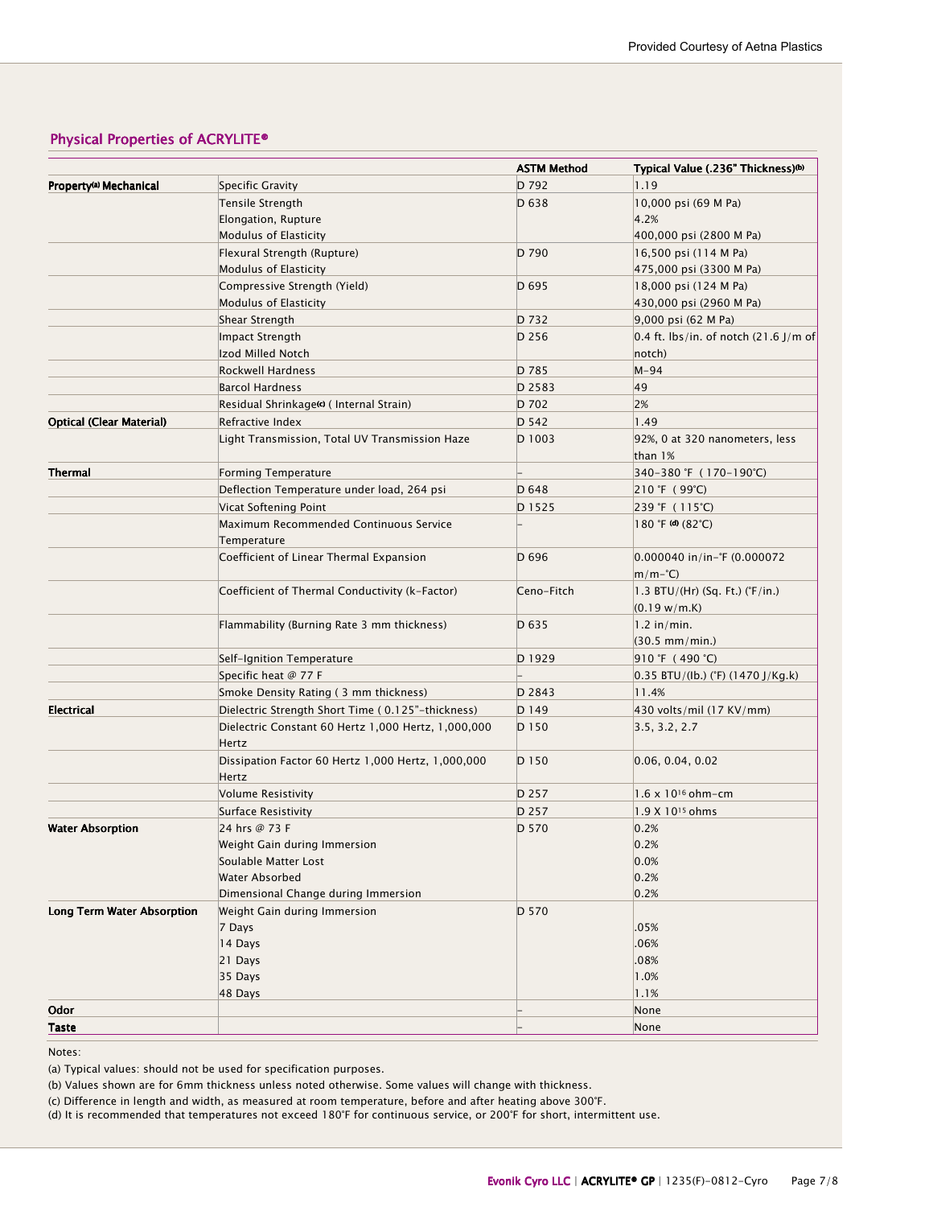## Physical Properties of ACRYLITE®

| | | ASTM Method | Typical Value (.236" Thickness)[b] |
|---|---|---|---|
| **Property[a] Mechanical** | Specific Gravity | D 792 | 1.19 |
| | Tensile Strength<br>Elongation, Rupture<br>Modulus of Elasticity | D 638 | 10,000 psi (69 M Pa)<br>4.2%<br>400,000 psi (2800 M Pa) |
| | Flexural Strength (Rupture)<br>Modulus of Elasticity | D 790 | 16,500 psi (114 M Pa)<br>475,000 psi (3300 M Pa) |
| | Compressive Strength (Yield)<br>Modulus of Elasticity | D 695 | 18,000 psi (124 M Pa)<br>430,000 psi (2960 M Pa) |
| | Shear Strength | D 732 | 9,000 psi (62 M Pa) |
| | Impact Strength<br>Izod Milled Notch | D 256 | 0.4 ft. lbs/in. of notch (21.6 J/m of notch) |
| | Rockwell Hardness | D 785 | M-94 |
| | Barcol Hardness | D 2583 | 49 |
| | Residual Shrinkage[c] ( Internal Strain) | D 702 | 2% |
| **Optical (Clear Material)** | Refractive Index | D 542 | 1.49 |
| | Light Transmission, Total UV Transmission Haze | D 1003 | 92%, 0 at 320 nanometers, less than 1% |
| **Thermal** | Forming Temperature | – | 340-380 °F ( 170-190°C) |
| | Deflection Temperature under load, 264 psi | D 648 | 210 °F ( 99°C) |
| | Vicat Softening Point | D 1525 | 239 °F ( 115°C) |
| | Maximum Recommended Continuous Service Temperature | – | 180 °F [d] (82°C) |
| | Coefficient of Linear Thermal Expansion | D 696 | 0.000040 in/in-°F (0.000072 m/m-°C) |
| | Coefficient of Thermal Conductivity (k-Factor) | Ceno-Fitch | 1.3 BTU/(Hr) (Sq. Ft.) (°F/in.) (0.19 w/m.K) |
| | Flammability (Burning Rate 3 mm thickness) | D 635 | 1.2 in/min.<br>(30.5 mm/min.) |
| | Self-Ignition Temperature | D 1929 | 910 °F ( 490 °C) |
| | Specific heat @ 77 F | – | 0.35 BTU/(lb.) (°F) (1470 J/Kg.k) |
| | Smoke Density Rating ( 3 mm thickness) | D 2843 | 11.4% |
| **Electrical** | Dielectric Strength Short Time ( 0.125"-thickness) | D 149 | 430 volts/mil (17 KV/mm) |
| | Dielectric Constant 60 Hertz 1,000 Hertz, 1,000,000 Hertz | D 150 | 3.5, 3.2, 2.7 |
| | Dissipation Factor 60 Hertz 1,000 Hertz, 1,000,000 Hertz | D 150 | 0.06, 0.04, 0.02 |
| | Volume Resistivity | D 257 | $1.6 \times 10^{16}$ ohm-cm |
| | Surface Resistivity | D 257 | $1.9 \times 10^{15}$ ohms |
| **Water Absorption** | 24 hrs @ 73 F<br>Weight Gain during Immersion<br>Soulable Matter Lost<br>Water Absorbed<br>Dimensional Change during Immersion | D 570 | 0.2%<br>0.2%<br>0.0%<br>0.2%<br>0.2% |
| **Long Term Water Absorption** | Weight Gain during Immersion<br>7 Days<br>14 Days<br>21 Days<br>35 Days<br>48 Days | D 570 | <br>.05%<br>.06%<br>.08%<br>1.0%<br>1.1% |
| **Odor** | | – | None |
| **Taste** | | – | None |

Notes:

(a) Typical values: should not be used for specification purposes.

(b) Values shown are for 6mm thickness unless noted otherwise. Some values will change with thickness.

(c) Difference in length and width, as measured at room temperature, before and after heating above 300°F.

(d) It is recommended that temperatures not exceed 180°F for continuous service, or 200°F for short, intermittent use.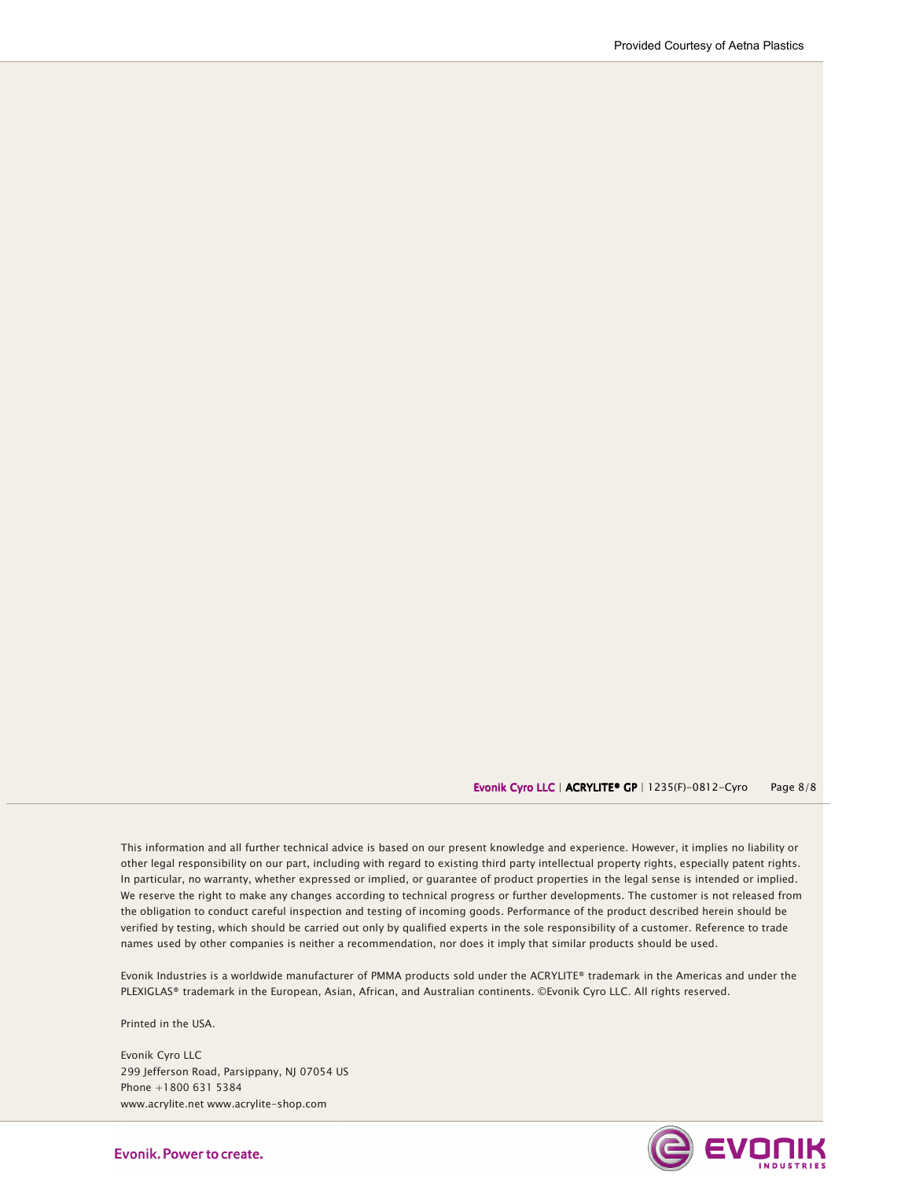This information and all further technical advice is based on our present knowledge and experience. However, it implies no liability or other legal responsibility on our part, including with regard to existing third party intellectual property rights, especially patent rights. In particular, no warranty, whether expressed or implied, or guarantee of product properties in the legal sense is intended or implied. We reserve the right to make any changes according to technical progress or further developments. The customer is not released from the obligation to conduct careful inspection and testing of incoming goods. Performance of the product described herein should be verified by testing, which should be carried out only by qualified experts in the sole responsibility of a customer. Reference to trade names used by other companies is neither a recommendation, nor does it imply that similar products should be used.

Evonik Industries is a worldwide manufacturer of PMMA products sold under the ACRYLITE® trademark in the Americas and under the PLEXIGLAS® trademark in the European, Asian, African, and Australian continents. ©Evonik Cyro LLC. All rights reserved.

Printed in the USA.

Evonik Cyro LLC
299 Jefferson Road, Parsippany, NJ 07054 US
Phone +1800 631 5384
www.acrylite.net www.acrylite-shop.com

Evonik. Power to create.